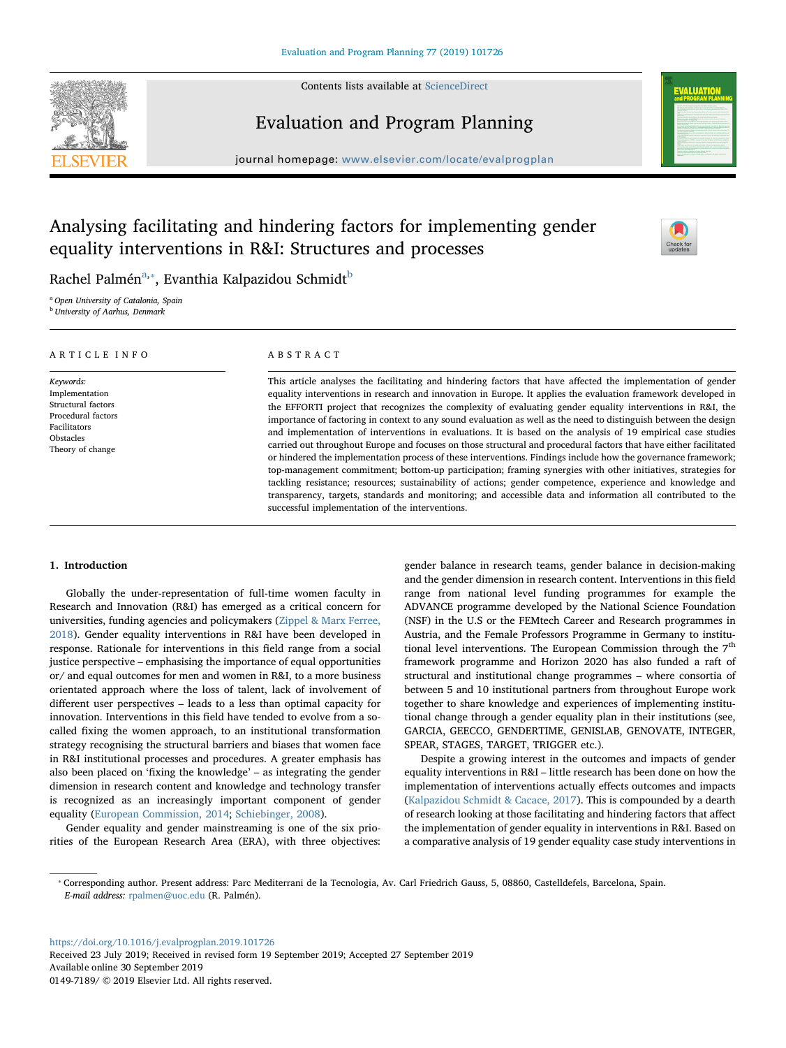# Analysing facilitating and hindering factors for implementing gender equality interventions in R&I: Structures and processes

Rachel Palmén[a,*], Evanthia Kalpazidou Schmidt[b]

[a] Open University of Catalonia, Spain
[b] University of Aarhus, Denmark

**ARTICLE INFO**

*Keywords:*
Implementation
Structural factors
Procedural factors
Facilitators
Obstacles
Theory of change

**ABSTRACT**

This article analyses the facilitating and hindering factors that have affected the implementation of gender equality interventions in research and innovation in Europe. It applies the evaluation framework developed in the EFFORTI project that recognizes the complexity of evaluating gender equality interventions in R&I, the importance of factoring in context to any sound evaluation as well as the need to distinguish between the design and implementation of interventions in evaluations. It is based on the analysis of 19 empirical case studies carried out throughout Europe and focuses on those structural and procedural factors that have either facilitated or hindered the implementation process of these interventions. Findings include how the governance framework; top-management commitment; bottom-up participation; framing synergies with other initiatives, strategies for tackling resistance; resources; sustainability of actions; gender competence, experience and knowledge and transparency, targets, standards and monitoring; and accessible data and information all contributed to the successful implementation of the interventions.

## 1. Introduction

Globally the under-representation of full-time women faculty in Research and Innovation (R&I) has emerged as a critical concern for universities, funding agencies and policymakers (Zippel & Marx Ferree, 2018). Gender equality interventions in R&I have been developed in response. Rationale for interventions in this field range from a social justice perspective – emphasising the importance of equal opportunities or/ and equal outcomes for men and women in R&I, to a more business orientated approach where the loss of talent, lack of involvement of different user perspectives – leads to a less than optimal capacity for innovation. Interventions in this field have tended to evolve from a so-called fixing the women approach, to an institutional transformation strategy recognising the structural barriers and biases that women face in R&I institutional processes and procedures. A greater emphasis has also been placed on 'fixing the knowledge' – as integrating the gender dimension in research content and knowledge and technology transfer is recognized as an increasingly important component of gender equality (European Commission, 2014; Schiebinger, 2008).

Gender equality and gender mainstreaming is one of the six priorities of the European Research Area (ERA), with three objectives: gender balance in research teams, gender balance in decision-making and the gender dimension in research content. Interventions in this field range from national level funding programmes for example the ADVANCE programme developed by the National Science Foundation (NSF) in the U.S or the FEMtech Career and Research programmes in Austria, and the Female Professors Programme in Germany to institutional level interventions. The European Commission through the 7th framework programme and Horizon 2020 has also funded a raft of structural and institutional change programmes – where consortia of between 5 and 10 institutional partners from throughout Europe work together to share knowledge and experiences of implementing institutional change through a gender equality plan in their institutions (see, GARCIA, GEECCO, GENDERTIME, GENISLAB, GENOVATE, INTEGER, SPEAR, STAGES, TARGET, TRIGGER etc.).

Despite a growing interest in the outcomes and impacts of gender equality interventions in R&I – little research has been done on how the implementation of interventions actually effects outcomes and impacts (Kalpazidou Schmidt & Cacace, 2017). This is compounded by a dearth of research looking at those facilitating and hindering factors that affect the implementation of gender equality in interventions in R&I. Based on a comparative analysis of 19 gender equality case study interventions in

---

* Corresponding author. Present address: Parc Mediterrani de la Tecnologia, Av. Carl Friedrich Gauss, 5, 08860, Castelldefels, Barcelona, Spain.
*E-mail address:* rpalmen@uoc.edu (R. Palmén).

https://doi.org/10.1016/j.evalprogplan.2019.101726
Received 23 July 2019; Received in revised form 19 September 2019; Accepted 27 September 2019
Available online 30 September 2019
0149-7189/ © 2019 Elsevier Ltd. All rights reserved.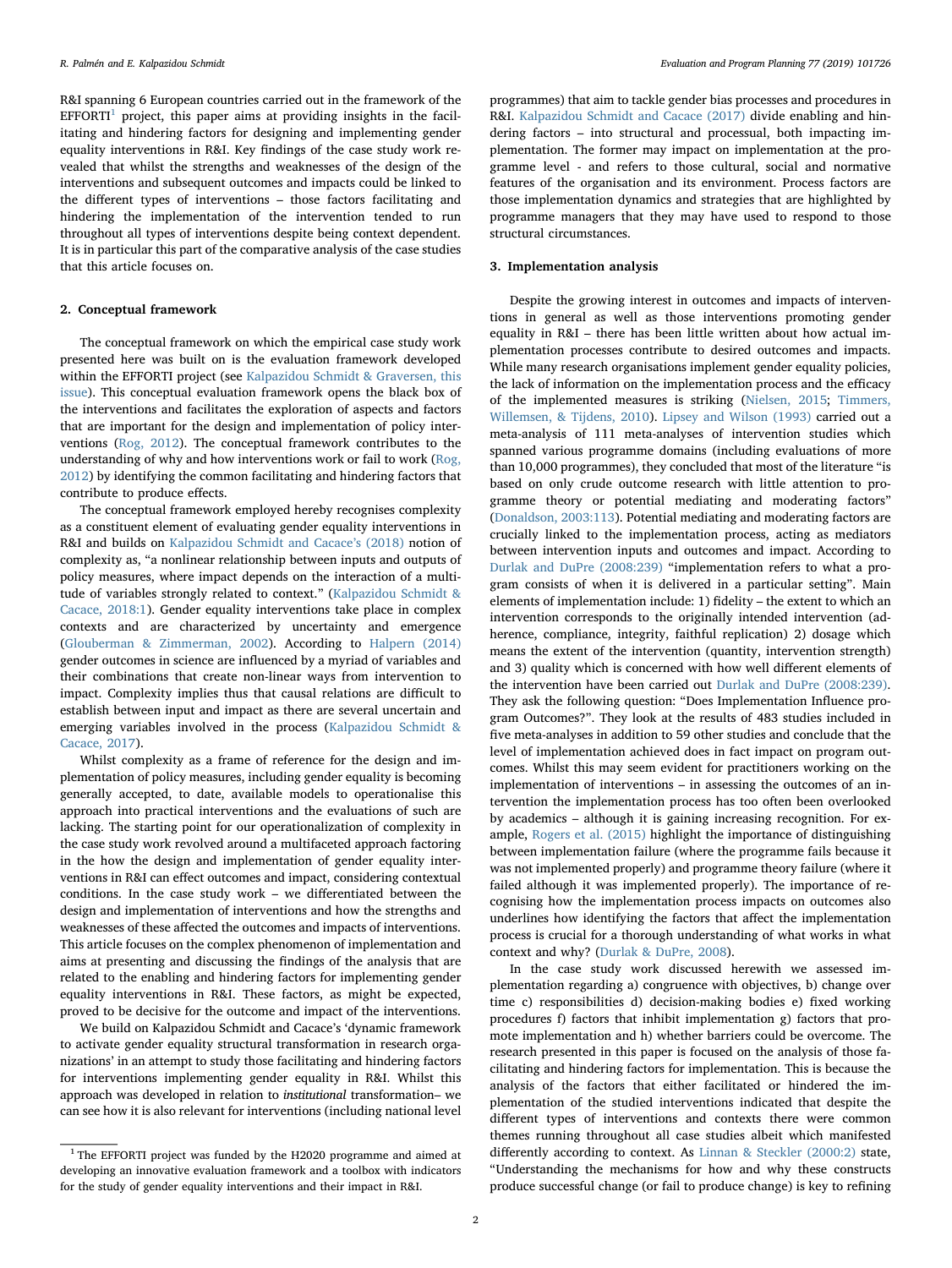R&I spanning 6 European countries carried out in the framework of the EFFORTI[1] project, this paper aims at providing insights in the facilitating and hindering factors for designing and implementing gender equality interventions in R&I. Key findings of the case study work revealed that whilst the strengths and weaknesses of the design of the interventions and subsequent outcomes and impacts could be linked to the different types of interventions – those factors facilitating and hindering the implementation of the intervention tended to run throughout all types of interventions despite being context dependent. It is in particular this part of the comparative analysis of the case studies that this article focuses on.

## 2. Conceptual framework

The conceptual framework on which the empirical case study work presented here was built on is the evaluation framework developed within the EFFORTI project (see Kalpazidou Schmidt & Graversen, this issue). This conceptual evaluation framework opens the black box of the interventions and facilitates the exploration of aspects and factors that are important for the design and implementation of policy interventions (Rog, 2012). The conceptual framework contributes to the understanding of why and how interventions work or fail to work (Rog, 2012) by identifying the common facilitating and hindering factors that contribute to produce effects.

The conceptual framework employed hereby recognises complexity as a constituent element of evaluating gender equality interventions in R&I and builds on Kalpazidou Schmidt and Cacace's (2018) notion of complexity as, "a nonlinear relationship between inputs and outputs of policy measures, where impact depends on the interaction of a multitude of variables strongly related to context." (Kalpazidou Schmidt & Cacace, 2018:1). Gender equality interventions take place in complex contexts and are characterized by uncertainty and emergence (Glouberman & Zimmerman, 2002). According to Halpern (2014) gender outcomes in science are influenced by a myriad of variables and their combinations that create non-linear ways from intervention to impact. Complexity implies thus that causal relations are difficult to establish between input and impact as there are several uncertain and emerging variables involved in the process (Kalpazidou Schmidt & Cacace, 2017).

Whilst complexity as a frame of reference for the design and implementation of policy measures, including gender equality is becoming generally accepted, to date, available models to operationalise this approach into practical interventions and the evaluations of such are lacking. The starting point for our operationalization of complexity in the case study work revolved around a multifaceted approach factoring in the how the design and implementation of gender equality interventions in R&I can effect outcomes and impact, considering contextual conditions. In the case study work – we differentiated between the design and implementation of interventions and how the strengths and weaknesses of these affected the outcomes and impacts of interventions. This article focuses on the complex phenomenon of implementation and aims at presenting and discussing the findings of the analysis that are related to the enabling and hindering factors for implementing gender equality interventions in R&I. These factors, as might be expected, proved to be decisive for the outcome and impact of the interventions.

We build on Kalpazidou Schmidt and Cacace's 'dynamic framework to activate gender equality structural transformation in research organizations' in an attempt to study those facilitating and hindering factors for interventions implementing gender equality in R&I. Whilst this approach was developed in relation to *institutional* transformation– we can see how it is also relevant for interventions (including national level programmes) that aim to tackle gender bias processes and procedures in R&I. Kalpazidou Schmidt and Cacace (2017) divide enabling and hindering factors – into structural and processual, both impacting implementation. The former may impact on implementation at the programme level - and refers to those cultural, social and normative features of the organisation and its environment. Process factors are those implementation dynamics and strategies that are highlighted by programme managers that they may have used to respond to those structural circumstances.

## 3. Implementation analysis

Despite the growing interest in outcomes and impacts of interventions in general as well as those interventions promoting gender equality in R&I – there has been little written about how actual implementation processes contribute to desired outcomes and impacts. While many research organisations implement gender equality policies, the lack of information on the implementation process and the efficacy of the implemented measures is striking (Nielsen, 2015; Timmers, Willemsen, & Tijdens, 2010). Lipsey and Wilson (1993) carried out a meta-analysis of 111 meta-analyses of intervention studies which spanned various programme domains (including evaluations of more than 10,000 programmes), they concluded that most of the literature "is based on only crude outcome research with little attention to programme theory or potential mediating and moderating factors" (Donaldson, 2003:113). Potential mediating and moderating factors are crucially linked to the implementation process, acting as mediators between intervention inputs and outcomes and impact. According to Durlak and DuPre (2008:239) "implementation refers to what a program consists of when it is delivered in a particular setting". Main elements of implementation include: 1) fidelity – the extent to which an intervention corresponds to the originally intended intervention (adherence, compliance, integrity, faithful replication) 2) dosage which means the extent of the intervention (quantity, intervention strength) and 3) quality which is concerned with how well different elements of the intervention have been carried out Durlak and DuPre (2008:239). They ask the following question: "Does Implementation Influence program Outcomes?". They look at the results of 483 studies included in five meta-analyses in addition to 59 other studies and conclude that the level of implementation achieved does in fact impact on program outcomes. Whilst this may seem evident for practitioners working on the implementation of interventions – in assessing the outcomes of an intervention the implementation process has too often been overlooked by academics – although it is gaining increasing recognition. For example, Rogers et al. (2015) highlight the importance of distinguishing between implementation failure (where the programme fails because it was not implemented properly) and programme theory failure (where it failed although it was implemented properly). The importance of recognising how the implementation process impacts on outcomes also underlines how identifying the factors that affect the implementation process is crucial for a thorough understanding of what works in what context and why? (Durlak & DuPre, 2008).

In the case study work discussed herewith we assessed implementation regarding a) congruence with objectives, b) change over time c) responsibilities d) decision-making bodies e) fixed working procedures f) factors that inhibit implementation g) factors that promote implementation and h) whether barriers could be overcome. The research presented in this paper is focused on the analysis of those facilitating and hindering factors for implementation. This is because the analysis of the factors that either facilitated or hindered the implementation of the studied interventions indicated that despite the different types of interventions and contexts there were common themes running throughout all case studies albeit which manifested differently according to context. As Linnan & Steckler (2000:2) state, "Understanding the mechanisms for how and why these constructs produce successful change (or fail to produce change) is key to refining

---

[1] The EFFORTI project was funded by the H2020 programme and aimed at developing an innovative evaluation framework and a toolbox with indicators for the study of gender equality interventions and their impact in R&I.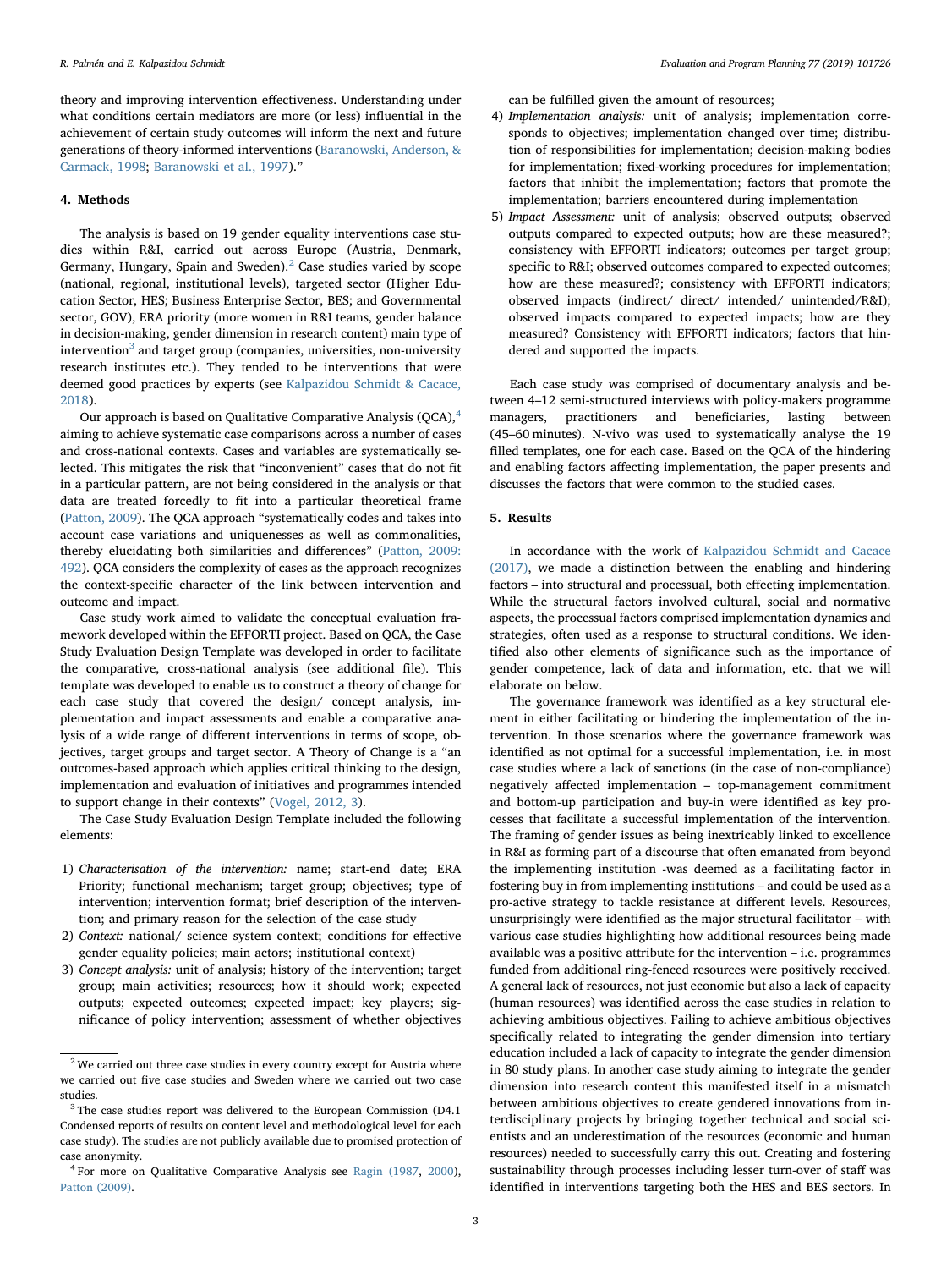theory and improving intervention effectiveness. Understanding under what conditions certain mediators are more (or less) influential in the achievement of certain study outcomes will inform the next and future generations of theory-informed interventions (Baranowski, Anderson, & Carmack, 1998; Baranowski et al., 1997)."

## 4. Methods

The analysis is based on 19 gender equality interventions case studies within R&I, carried out across Europe (Austria, Denmark, Germany, Hungary, Spain and Sweden).[2] Case studies varied by scope (national, regional, institutional levels), targeted sector (Higher Education Sector, HES; Business Enterprise Sector, BES; and Governmental sector, GOV), ERA priority (more women in R&I teams, gender balance in decision-making, gender dimension in research content) main type of intervention[3] and target group (companies, universities, non-university research institutes etc.). They tended to be interventions that were deemed good practices by experts (see Kalpazidou Schmidt & Cacace, 2018).

Our approach is based on Qualitative Comparative Analysis (QCA),[4] aiming to achieve systematic case comparisons across a number of cases and cross-national contexts. Cases and variables are systematically selected. This mitigates the risk that "inconvenient" cases that do not fit in a particular pattern, are not being considered in the analysis or that data are treated forcedly to fit into a particular theoretical frame (Patton, 2009). The QCA approach "systematically codes and takes into account case variations and uniquenesses as well as commonalities, thereby elucidating both similarities and differences" (Patton, 2009: 492). QCA considers the complexity of cases as the approach recognizes the context-specific character of the link between intervention and outcome and impact.

Case study work aimed to validate the conceptual evaluation framework developed within the EFFORTI project. Based on QCA, the Case Study Evaluation Design Template was developed in order to facilitate the comparative, cross-national analysis (see additional file). This template was developed to enable us to construct a theory of change for each case study that covered the design/ concept analysis, implementation and impact assessments and enable a comparative analysis of a wide range of different interventions in terms of scope, objectives, target groups and target sector. A Theory of Change is a "an outcomes-based approach which applies critical thinking to the design, implementation and evaluation of initiatives and programmes intended to support change in their contexts" (Vogel, 2012, 3).

The Case Study Evaluation Design Template included the following elements:

1) *Characterisation of the intervention:* name; start-end date; ERA Priority; functional mechanism; target group; objectives; type of intervention; intervention format; brief description of the intervention; and primary reason for the selection of the case study
2) *Context:* national/ science system context; conditions for effective gender equality policies; main actors; institutional context)
3) *Concept analysis:* unit of analysis; history of the intervention; target group; main activities; resources; how it should work; expected outputs; expected outcomes; expected impact; key players; significance of policy intervention; assessment of whether objectives can be fulfilled given the amount of resources;
4) *Implementation analysis:* unit of analysis; implementation corresponds to objectives; implementation changed over time; distribution of responsibilities for implementation; decision-making bodies for implementation; fixed-working procedures for implementation; factors that inhibit the implementation; factors that promote the implementation; barriers encountered during implementation
5) *Impact Assessment:* unit of analysis; observed outputs; observed outputs compared to expected outputs; how are these measured?; consistency with EFFORTI indicators; outcomes per target group; specific to R&I; observed outcomes compared to expected outcomes; how are these measured?; consistency with EFFORTI indicators; observed impacts (indirect/ direct/ intended/ unintended/R&I); observed impacts compared to expected impacts; how are they measured? Consistency with EFFORTI indicators; factors that hindered and supported the impacts.

Each case study was comprised of documentary analysis and between 4–12 semi-structured interviews with policy-makers programme managers, practitioners and beneficiaries, lasting between (45–60 minutes). N-vivo was used to systematically analyse the 19 filled templates, one for each case. Based on the QCA of the hindering and enabling factors affecting implementation, the paper presents and discusses the factors that were common to the studied cases.

## 5. Results

In accordance with the work of Kalpazidou Schmidt and Cacace (2017), we made a distinction between the enabling and hindering factors – into structural and processual, both effecting implementation. While the structural factors involved cultural, social and normative aspects, the processual factors comprised implementation dynamics and strategies, often used as a response to structural conditions. We identified also other elements of significance such as the importance of gender competence, lack of data and information, etc. that we will elaborate on below.

The governance framework was identified as a key structural element in either facilitating or hindering the implementation of the intervention. In those scenarios where the governance framework was identified as not optimal for a successful implementation, i.e. in most case studies where a lack of sanctions (in the case of non-compliance) negatively affected implementation – top-management commitment and bottom-up participation and buy-in were identified as key processes that facilitate a successful implementation of the intervention. The framing of gender issues as being inextricably linked to excellence in R&I as forming part of a discourse that often emanated from beyond the implementing institution -was deemed as a facilitating factor in fostering buy in from implementing institutions – and could be used as a pro-active strategy to tackle resistance at different levels. Resources, unsurprisingly were identified as the major structural facilitator – with various case studies highlighting how additional resources being made available was a positive attribute for the intervention – i.e. programmes funded from additional ring-fenced resources were positively received. A general lack of resources, not just economic but also a lack of capacity (human resources) was identified across the case studies in relation to achieving ambitious objectives. Failing to achieve ambitious objectives specifically related to integrating the gender dimension into tertiary education included a lack of capacity to integrate the gender dimension in 80 study plans. In another case study aiming to integrate the gender dimension into research content this manifested itself in a mismatch between ambitious objectives to create gendered innovations from interdisciplinary projects by bringing together technical and social scientists and an underestimation of the resources (economic and human resources) needed to successfully carry this out. Creating and fostering sustainability through processes including lesser turn-over of staff was identified in interventions targeting both the HES and BES sectors. In

---

[2] We carried out three case studies in every country except for Austria where we carried out five case studies and Sweden where we carried out two case studies.

[3] The case studies report was delivered to the European Commission (D4.1 Condensed reports of results on content level and methodological level for each case study). The studies are not publicly available due to promised protection of case anonymity.

[4] For more on Qualitative Comparative Analysis see Ragin (1987, 2000), Patton (2009).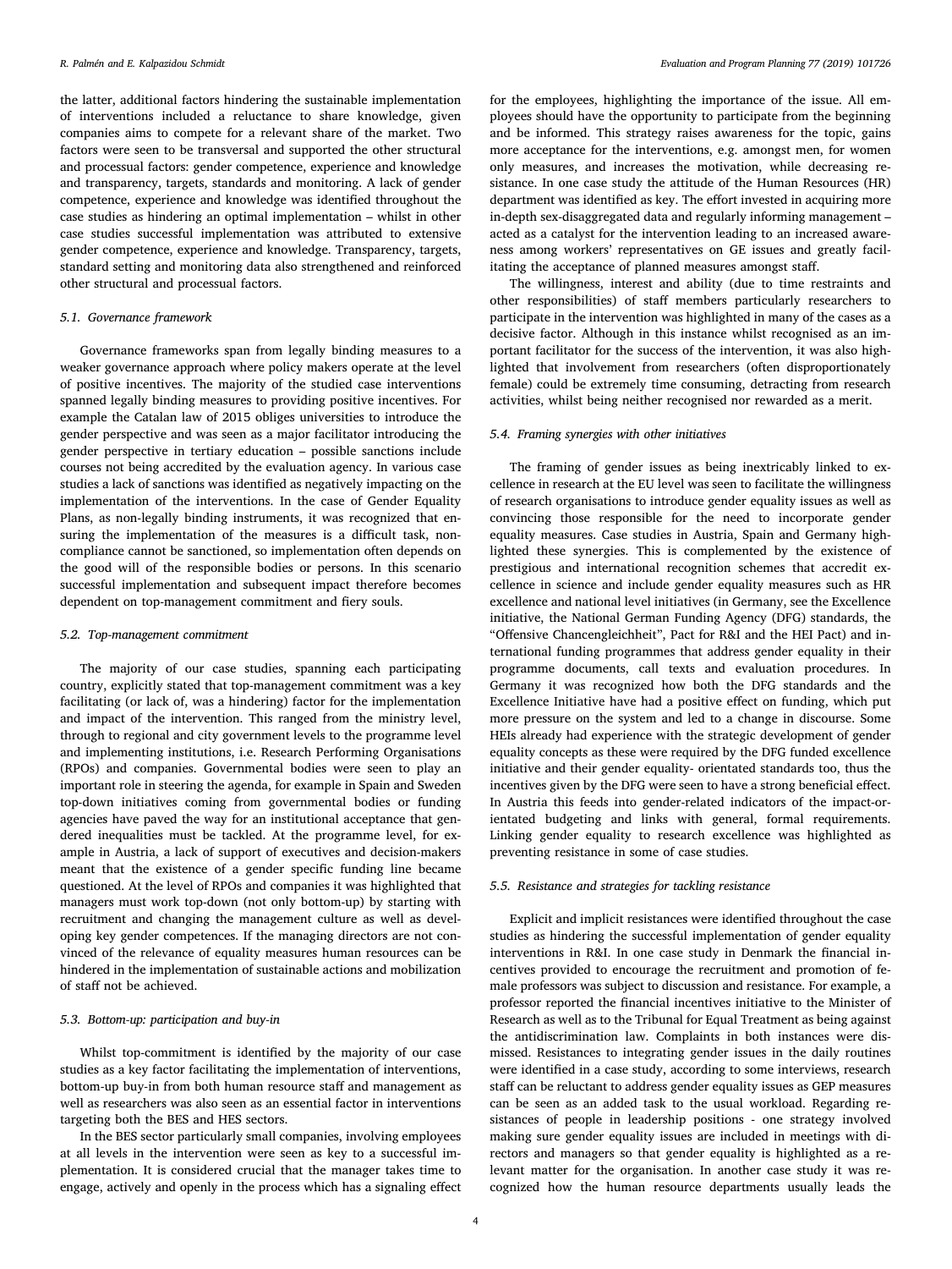the latter, additional factors hindering the sustainable implementation of interventions included a reluctance to share knowledge, given companies aims to compete for a relevant share of the market. Two factors were seen to be transversal and supported the other structural and processual factors: gender competence, experience and knowledge and transparency, targets, standards and monitoring. A lack of gender competence, experience and knowledge was identified throughout the case studies as hindering an optimal implementation – whilst in other case studies successful implementation was attributed to extensive gender competence, experience and knowledge. Transparency, targets, standard setting and monitoring data also strengthened and reinforced other structural and processual factors.

### 5.1. Governance framework

Governance frameworks span from legally binding measures to a weaker governance approach where policy makers operate at the level of positive incentives. The majority of the studied case interventions spanned legally binding measures to providing positive incentives. For example the Catalan law of 2015 obliges universities to introduce the gender perspective and was seen as a major facilitator introducing the gender perspective in tertiary education – possible sanctions include courses not being accredited by the evaluation agency. In various case studies a lack of sanctions was identified as negatively impacting on the implementation of the interventions. In the case of Gender Equality Plans, as non-legally binding instruments, it was recognized that ensuring the implementation of the measures is a difficult task, non-compliance cannot be sanctioned, so implementation often depends on the good will of the responsible bodies or persons. In this scenario successful implementation and subsequent impact therefore becomes dependent on top-management commitment and fiery souls.

### 5.2. Top-management commitment

The majority of our case studies, spanning each participating country, explicitly stated that top-management commitment was a key facilitating (or lack of, was a hindering) factor for the implementation and impact of the intervention. This ranged from the ministry level, through to regional and city government levels to the programme level and implementing institutions, i.e. Research Performing Organisations (RPOs) and companies. Governmental bodies were seen to play an important role in steering the agenda, for example in Spain and Sweden top-down initiatives coming from governmental bodies or funding agencies have paved the way for an institutional acceptance that gendered inequalities must be tackled. At the programme level, for example in Austria, a lack of support of executives and decision-makers meant that the existence of a gender specific funding line became questioned. At the level of RPOs and companies it was highlighted that managers must work top-down (not only bottom-up) by starting with recruitment and changing the management culture as well as developing key gender competences. If the managing directors are not convinced of the relevance of equality measures human resources can be hindered in the implementation of sustainable actions and mobilization of staff not be achieved.

### 5.3. Bottom-up: participation and buy-in

Whilst top-commitment is identified by the majority of our case studies as a key factor facilitating the implementation of interventions, bottom-up buy-in from both human resource staff and management as well as researchers was also seen as an essential factor in interventions targeting both the BES and HES sectors.

In the BES sector particularly small companies, involving employees at all levels in the intervention were seen as key to a successful implementation. It is considered crucial that the manager takes time to engage, actively and openly in the process which has a signaling effect for the employees, highlighting the importance of the issue. All employees should have the opportunity to participate from the beginning and be informed. This strategy raises awareness for the topic, gains more acceptance for the interventions, e.g. amongst men, for women only measures, and increases the motivation, while decreasing resistance. In one case study the attitude of the Human Resources (HR) department was identified as key. The effort invested in acquiring more in-depth sex-disaggregated data and regularly informing management – acted as a catalyst for the intervention leading to an increased awareness among workers' representatives on GE issues and greatly facilitating the acceptance of planned measures amongst staff.

The willingness, interest and ability (due to time restraints and other responsibilities) of staff members particularly researchers to participate in the intervention was highlighted in many of the cases as a decisive factor. Although in this instance whilst recognised as an important facilitator for the success of the intervention, it was also highlighted that involvement from researchers (often disproportionately female) could be extremely time consuming, detracting from research activities, whilst being neither recognised nor rewarded as a merit.

### 5.4. Framing synergies with other initiatives

The framing of gender issues as being inextricably linked to excellence in research at the EU level was seen to facilitate the willingness of research organisations to introduce gender equality issues as well as convincing those responsible for the need to incorporate gender equality measures. Case studies in Austria, Spain and Germany highlighted these synergies. This is complemented by the existence of prestigious and international recognition schemes that accredit excellence in science and include gender equality measures such as HR excellence and national level initiatives (in Germany, see the Excellence initiative, the National German Funding Agency (DFG) standards, the "Offensive Chancengleichheit", Pact for R&I and the HEI Pact) and international funding programmes that address gender equality in their programme documents, call texts and evaluation procedures. In Germany it was recognized how both the DFG standards and the Excellence Initiative have had a positive effect on funding, which put more pressure on the system and led to a change in discourse. Some HEIs already had experience with the strategic development of gender equality concepts as these were required by the DFG funded excellence initiative and their gender equality- orientated standards too, thus the incentives given by the DFG were seen to have a strong beneficial effect. In Austria this feeds into gender-related indicators of the impact-orientated budgeting and links with general, formal requirements. Linking gender equality to research excellence was highlighted as preventing resistance in some of case studies.

### 5.5. Resistance and strategies for tackling resistance

Explicit and implicit resistances were identified throughout the case studies as hindering the successful implementation of gender equality interventions in R&I. In one case study in Denmark the financial incentives provided to encourage the recruitment and promotion of female professors was subject to discussion and resistance. For example, a professor reported the financial incentives initiative to the Minister of Research as well as to the Tribunal for Equal Treatment as being against the antidiscrimination law. Complaints in both instances were dismissed. Resistances to integrating gender issues in the daily routines were identified in a case study, according to some interviews, research staff can be reluctant to address gender equality issues as GEP measures can be seen as an added task to the usual workload. Regarding resistances of people in leadership positions - one strategy involved making sure gender equality issues are included in meetings with directors and managers so that gender equality is highlighted as a relevant matter for the organisation. In another case study it was recognized how the human resource departments usually leads the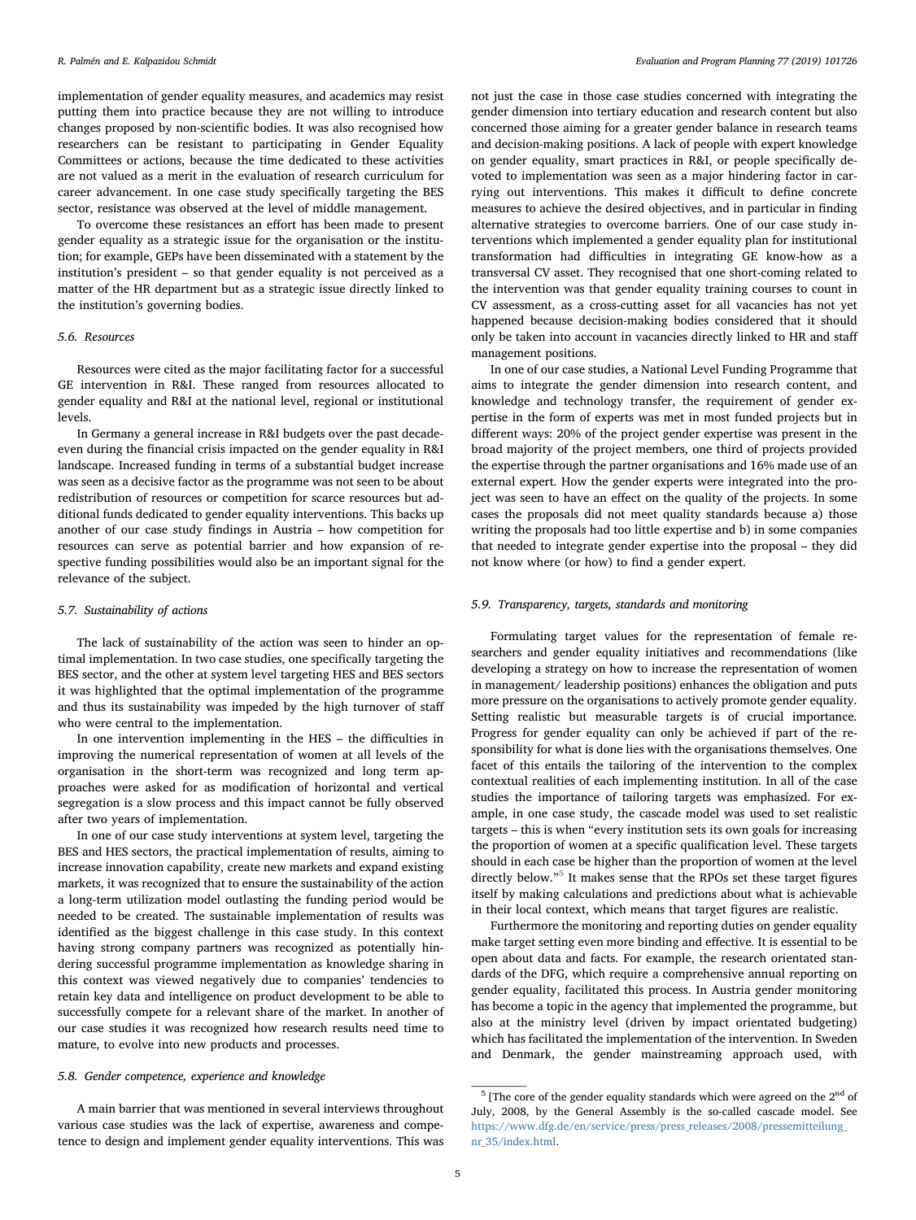implementation of gender equality measures, and academics may resist putting them into practice because they are not willing to introduce changes proposed by non-scientific bodies. It was also recognised how researchers can be resistant to participating in Gender Equality Committees or actions, because the time dedicated to these activities are not valued as a merit in the evaluation of research curriculum for career advancement. In one case study specifically targeting the BES sector, resistance was observed at the level of middle management.

To overcome these resistances an effort has been made to present gender equality as a strategic issue for the organisation or the institution; for example, GEPs have been disseminated with a statement by the institution's president – so that gender equality is not perceived as a matter of the HR department but as a strategic issue directly linked to the institution's governing bodies.

### 5.6. Resources

Resources were cited as the major facilitating factor for a successful GE intervention in R&I. These ranged from resources allocated to gender equality and R&I at the national level, regional or institutional levels.

In Germany a general increase in R&I budgets over the past decade- even during the financial crisis impacted on the gender equality in R&I landscape. Increased funding in terms of a substantial budget increase was seen as a decisive factor as the programme was not seen to be about redistribution of resources or competition for scarce resources but additional funds dedicated to gender equality interventions. This backs up another of our case study findings in Austria – how competition for resources can serve as potential barrier and how expansion of respective funding possibilities would also be an important signal for the relevance of the subject.

### 5.7. Sustainability of actions

The lack of sustainability of the action was seen to hinder an optimal implementation. In two case studies, one specifically targeting the BES sector, and the other at system level targeting HES and BES sectors it was highlighted that the optimal implementation of the programme and thus its sustainability was impeded by the high turnover of staff who were central to the implementation.

In one intervention implementing in the HES – the difficulties in improving the numerical representation of women at all levels of the organisation in the short-term was recognized and long term approaches were asked for as modification of horizontal and vertical segregation is a slow process and this impact cannot be fully observed after two years of implementation.

In one of our case study interventions at system level, targeting the BES and HES sectors, the practical implementation of results, aiming to increase innovation capability, create new markets and expand existing markets, it was recognized that to ensure the sustainability of the action a long-term utilization model outlasting the funding period would be needed to be created. The sustainable implementation of results was identified as the biggest challenge in this case study. In this context having strong company partners was recognized as potentially hindering successful programme implementation as knowledge sharing in this context was viewed negatively due to companies' tendencies to retain key data and intelligence on product development to be able to successfully compete for a relevant share of the market. In another of our case studies it was recognized how research results need time to mature, to evolve into new products and processes.

### 5.8. Gender competence, experience and knowledge

A main barrier that was mentioned in several interviews throughout various case studies was the lack of expertise, awareness and competence to design and implement gender equality interventions. This was not just the case in those case studies concerned with integrating the gender dimension into tertiary education and research content but also concerned those aiming for a greater gender balance in research teams and decision-making positions. A lack of people with expert knowledge on gender equality, smart practices in R&I, or people specifically devoted to implementation was seen as a major hindering factor in carrying out interventions. This makes it difficult to define concrete measures to achieve the desired objectives, and in particular in finding alternative strategies to overcome barriers. One of our case study interventions which implemented a gender equality plan for institutional transformation had difficulties in integrating GE know-how as a transversal CV asset. They recognised that one short-coming related to the intervention was that gender equality training courses to count in CV assessment, as a cross-cutting asset for all vacancies has not yet happened because decision-making bodies considered that it should only be taken into account in vacancies directly linked to HR and staff management positions.

In one of our case studies, a National Level Funding Programme that aims to integrate the gender dimension into research content, and knowledge and technology transfer, the requirement of gender expertise in the form of experts was met in most funded projects but in different ways: 20% of the project gender expertise was present in the broad majority of the project members, one third of projects provided the expertise through the partner organisations and 16% made use of an external expert. How the gender experts were integrated into the project was seen to have an effect on the quality of the projects. In some cases the proposals did not meet quality standards because a) those writing the proposals had too little expertise and b) in some companies that needed to integrate gender expertise into the proposal – they did not know where (or how) to find a gender expert.

### 5.9. Transparency, targets, standards and monitoring

Formulating target values for the representation of female researchers and gender equality initiatives and recommendations (like developing a strategy on how to increase the representation of women in management/ leadership positions) enhances the obligation and puts more pressure on the organisations to actively promote gender equality. Setting realistic but measurable targets is of crucial importance. Progress for gender equality can only be achieved if part of the responsibility for what is done lies with the organisations themselves. One facet of this entails the tailoring of the intervention to the complex contextual realities of each implementing institution. In all of the case studies the importance of tailoring targets was emphasized. For example, in one case study, the cascade model was used to set realistic targets – this is when "every institution sets its own goals for increasing the proportion of women at a specific qualification level. These targets should in each case be higher than the proportion of women at the level directly below."[5] It makes sense that the RPOs set these target figures itself by making calculations and predictions about what is achievable in their local context, which means that target figures are realistic.

Furthermore the monitoring and reporting duties on gender equality make target setting even more binding and effective. It is essential to be open about data and facts. For example, the research orientated standards of the DFG, which require a comprehensive annual reporting on gender equality, facilitated this process. In Austria gender monitoring has become a topic in the agency that implemented the programme, but also at the ministry level (driven by impact orientated budgeting) which has facilitated the implementation of the intervention. In Sweden and Denmark, the gender mainstreaming approach used, with

[5] [The core of the gender equality standards which were agreed on the 2nd of July, 2008, by the General Assembly is the so-called cascade model. See https://www.dfg.de/en/service/press/press_releases/2008/pressemitteilung_nr_35/index.html.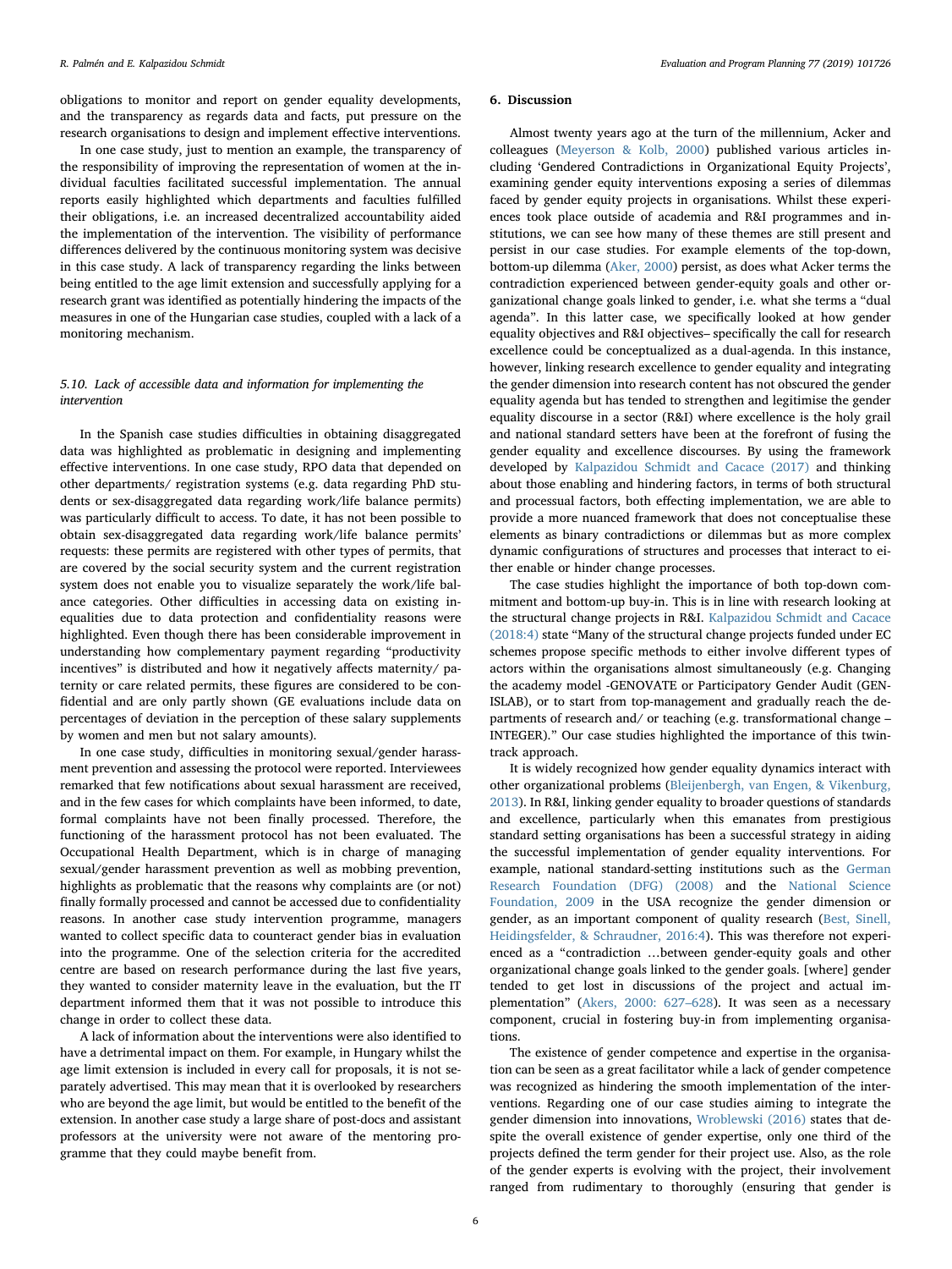obligations to monitor and report on gender equality developments, and the transparency as regards data and facts, put pressure on the research organisations to design and implement effective interventions.

In one case study, just to mention an example, the transparency of the responsibility of improving the representation of women at the individual faculties facilitated successful implementation. The annual reports easily highlighted which departments and faculties fulfilled their obligations, i.e. an increased decentralized accountability aided the implementation of the intervention. The visibility of performance differences delivered by the continuous monitoring system was decisive in this case study. A lack of transparency regarding the links between being entitled to the age limit extension and successfully applying for a research grant was identified as potentially hindering the impacts of the measures in one of the Hungarian case studies, coupled with a lack of a monitoring mechanism.

### 5.10. Lack of accessible data and information for implementing the intervention

In the Spanish case studies difficulties in obtaining disaggregated data was highlighted as problematic in designing and implementing effective interventions. In one case study, RPO data that depended on other departments/ registration systems (e.g. data regarding PhD students or sex-disaggregated data regarding work/life balance permits) was particularly difficult to access. To date, it has not been possible to obtain sex-disaggregated data regarding work/life balance permits' requests: these permits are registered with other types of permits, that are covered by the social security system and the current registration system does not enable you to visualize separately the work/life balance categories. Other difficulties in accessing data on existing inequalities due to data protection and confidentiality reasons were highlighted. Even though there has been considerable improvement in understanding how complementary payment regarding "productivity incentives" is distributed and how it negatively affects maternity/ paternity or care related permits, these figures are considered to be confidential and are only partly shown (GE evaluations include data on percentages of deviation in the perception of these salary supplements by women and men but not salary amounts).

In one case study, difficulties in monitoring sexual/gender harassment prevention and assessing the protocol were reported. Interviewees remarked that few notifications about sexual harassment are received, and in the few cases for which complaints have been informed, to date, formal complaints have not been finally processed. Therefore, the functioning of the harassment protocol has not been evaluated. The Occupational Health Department, which is in charge of managing sexual/gender harassment prevention as well as mobbing prevention, highlights as problematic that the reasons why complaints are (or not) finally formally processed and cannot be accessed due to confidentiality reasons. In another case study intervention programme, managers wanted to collect specific data to counteract gender bias in evaluation into the programme. One of the selection criteria for the accredited centre are based on research performance during the last five years, they wanted to consider maternity leave in the evaluation, but the IT department informed them that it was not possible to introduce this change in order to collect these data.

A lack of information about the interventions were also identified to have a detrimental impact on them. For example, in Hungary whilst the age limit extension is included in every call for proposals, it is not separately advertised. This may mean that it is overlooked by researchers who are beyond the age limit, but would be entitled to the benefit of the extension. In another case study a large share of post-docs and assistant professors at the university were not aware of the mentoring programme that they could maybe benefit from.

## 6. Discussion

Almost twenty years ago at the turn of the millennium, Acker and colleagues (Meyerson & Kolb, 2000) published various articles including 'Gendered Contradictions in Organizational Equity Projects', examining gender equity interventions exposing a series of dilemmas faced by gender equity projects in organisations. Whilst these experiences took place outside of academia and R&I programmes and institutions, we can see how many of these themes are still present and persist in our case studies. For example elements of the top-down, bottom-up dilemma (Aker, 2000) persist, as does what Acker terms the contradiction experienced between gender-equity goals and other organizational change goals linked to gender, i.e. what she terms a "dual agenda". In this latter case, we specifically looked at how gender equality objectives and R&I objectives– specifically the call for research excellence could be conceptualized as a dual-agenda. In this instance, however, linking research excellence to gender equality and integrating the gender dimension into research content has not obscured the gender equality agenda but has tended to strengthen and legitimise the gender equality discourse in a sector (R&I) where excellence is the holy grail and national standard setters have been at the forefront of fusing the gender equality and excellence discourses. By using the framework developed by Kalpazidou Schmidt and Cacace (2017) and thinking about those enabling and hindering factors, in terms of both structural and processual factors, both effecting implementation, we are able to provide a more nuanced framework that does not conceptualise these elements as binary contradictions or dilemmas but as more complex dynamic configurations of structures and processes that interact to either enable or hinder change processes.

The case studies highlight the importance of both top-down commitment and bottom-up buy-in. This is in line with research looking at the structural change projects in R&I. Kalpazidou Schmidt and Cacace (2018:4) state "Many of the structural change projects funded under EC schemes propose specific methods to either involve different types of actors within the organisations almost simultaneously (e.g. Changing the academy model -GENOVATE or Participatory Gender Audit (GENISLAB), or to start from top-management and gradually reach the departments of research and/ or teaching (e.g. transformational change – INTEGER)." Our case studies highlighted the importance of this twin-track approach.

It is widely recognized how gender equality dynamics interact with other organizational problems (Bleijenbergh, van Engen, & Vikenburg, 2013). In R&I, linking gender equality to broader questions of standards and excellence, particularly when this emanates from prestigious standard setting organisations has been a successful strategy in aiding the successful implementation of gender equality interventions. For example, national standard-setting institutions such as the German Research Foundation (DFG) (2008) and the National Science Foundation, 2009 in the USA recognize the gender dimension or gender, as an important component of quality research (Best, Sinell, Heidingsfelder, & Schraudner, 2016:4). This was therefore not experienced as a "contradiction …between gender-equity goals and other organizational change goals linked to the gender goals. [where] gender tended to get lost in discussions of the project and actual implementation" (Akers, 2000: 627–628). It was seen as a necessary component, crucial in fostering buy-in from implementing organisations.

The existence of gender competence and expertise in the organisation can be seen as a great facilitator while a lack of gender competence was recognized as hindering the smooth implementation of the interventions. Regarding one of our case studies aiming to integrate the gender dimension into innovations, Wroblewski (2016) states that despite the overall existence of gender expertise, only one third of the projects defined the term gender for their project use. Also, as the role of the gender experts is evolving with the project, their involvement ranged from rudimentary to thoroughly (ensuring that gender is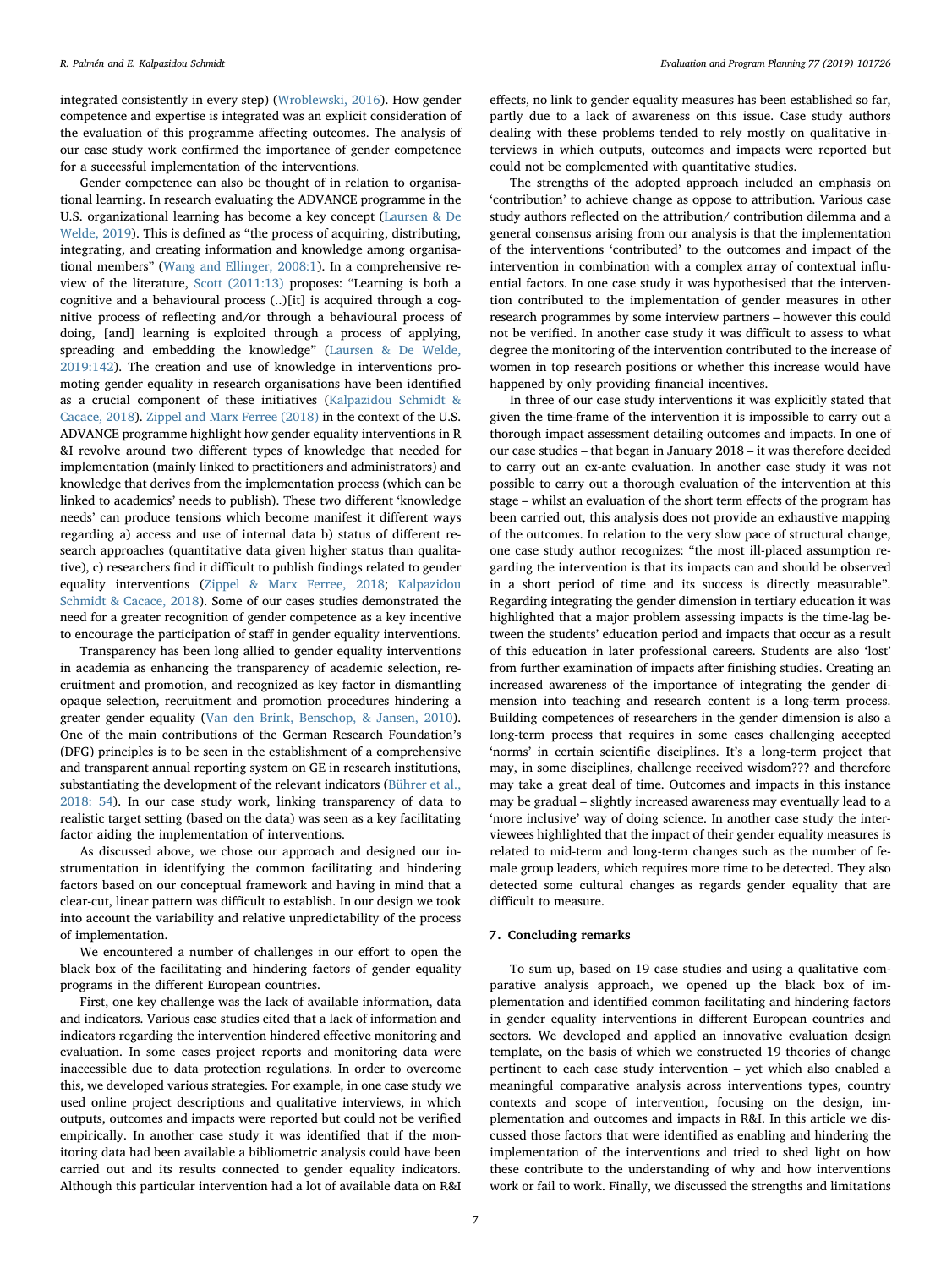integrated consistently in every step) (Wroblewski, 2016). How gender competence and expertise is integrated was an explicit consideration of the evaluation of this programme affecting outcomes. The analysis of our case study work confirmed the importance of gender competence for a successful implementation of the interventions.

Gender competence can also be thought of in relation to organisational learning. In research evaluating the ADVANCE programme in the U.S. organizational learning has become a key concept (Laursen & De Welde, 2019). This is defined as "the process of acquiring, distributing, integrating, and creating information and knowledge among organisational members" (Wang and Ellinger, 2008:1). In a comprehensive review of the literature, Scott (2011:13) proposes: "Learning is both a cognitive and a behavioural process (..)[it] is acquired through a cognitive process of reflecting and/or through a behavioural process of doing, [and] learning is exploited through a process of applying, spreading and embedding the knowledge" (Laursen & De Welde, 2019:142). The creation and use of knowledge in interventions promoting gender equality in research organisations have been identified as a crucial component of these initiatives (Kalpazidou Schmidt & Cacace, 2018). Zippel and Marx Ferree (2018) in the context of the U.S. ADVANCE programme highlight how gender equality interventions in R &I revolve around two different types of knowledge that needed for implementation (mainly linked to practitioners and administrators) and knowledge that derives from the implementation process (which can be linked to academics' needs to publish). These two different 'knowledge needs' can produce tensions which become manifest it different ways regarding a) access and use of internal data b) status of different research approaches (quantitative data given higher status than qualitative), c) researchers find it difficult to publish findings related to gender equality interventions (Zippel & Marx Ferree, 2018; Kalpazidou Schmidt & Cacace, 2018). Some of our cases studies demonstrated the need for a greater recognition of gender competence as a key incentive to encourage the participation of staff in gender equality interventions.

Transparency has been long allied to gender equality interventions in academia as enhancing the transparency of academic selection, recruitment and promotion, and recognized as key factor in dismantling opaque selection, recruitment and promotion procedures hindering a greater gender equality (Van den Brink, Benschop, & Jansen, 2010). One of the main contributions of the German Research Foundation's (DFG) principles is to be seen in the establishment of a comprehensive and transparent annual reporting system on GE in research institutions, substantiating the development of the relevant indicators (Bührer et al., 2018: 54). In our case study work, linking transparency of data to realistic target setting (based on the data) was seen as a key facilitating factor aiding the implementation of interventions.

As discussed above, we chose our approach and designed our instrumentation in identifying the common facilitating and hindering factors based on our conceptual framework and having in mind that a clear-cut, linear pattern was difficult to establish. In our design we took into account the variability and relative unpredictability of the process of implementation.

We encountered a number of challenges in our effort to open the black box of the facilitating and hindering factors of gender equality programs in the different European countries.

First, one key challenge was the lack of available information, data and indicators. Various case studies cited that a lack of information and indicators regarding the intervention hindered effective monitoring and evaluation. In some cases project reports and monitoring data were inaccessible due to data protection regulations. In order to overcome this, we developed various strategies. For example, in one case study we used online project descriptions and qualitative interviews, in which outputs, outcomes and impacts were reported but could not be verified empirically. In another case study it was identified that if the monitoring data had been available a bibliometric analysis could have been carried out and its results connected to gender equality indicators. Although this particular intervention had a lot of available data on R&I effects, no link to gender equality measures has been established so far, partly due to a lack of awareness on this issue. Case study authors dealing with these problems tended to rely mostly on qualitative interviews in which outputs, outcomes and impacts were reported but could not be complemented with quantitative studies.

The strengths of the adopted approach included an emphasis on 'contribution' to achieve change as oppose to attribution. Various case study authors reflected on the attribution/ contribution dilemma and a general consensus arising from our analysis is that the implementation of the interventions 'contributed' to the outcomes and impact of the intervention in combination with a complex array of contextual influential factors. In one case study it was hypothesised that the intervention contributed to the implementation of gender measures in other research programmes by some interview partners – however this could not be verified. In another case study it was difficult to assess to what degree the monitoring of the intervention contributed to the increase of women in top research positions or whether this increase would have happened by only providing financial incentives.

In three of our case study interventions it was explicitly stated that given the time-frame of the intervention it is impossible to carry out a thorough impact assessment detailing outcomes and impacts. In one of our case studies – that began in January 2018 – it was therefore decided to carry out an ex-ante evaluation. In another case study it was not possible to carry out a thorough evaluation of the intervention at this stage – whilst an evaluation of the short term effects of the program has been carried out, this analysis does not provide an exhaustive mapping of the outcomes. In relation to the very slow pace of structural change, one case study author recognizes: "the most ill-placed assumption regarding the intervention is that its impacts can and should be observed in a short period of time and its success is directly measurable". Regarding integrating the gender dimension in tertiary education it was highlighted that a major problem assessing impacts is the time-lag between the students' education period and impacts that occur as a result of this education in later professional careers. Students are also 'lost' from further examination of impacts after finishing studies. Creating an increased awareness of the importance of integrating the gender dimension into teaching and research content is a long-term process. Building competences of researchers in the gender dimension is also a long-term process that requires in some cases challenging accepted 'norms' in certain scientific disciplines. It's a long-term project that may, in some disciplines, challenge received wisdom??? and therefore may take a great deal of time. Outcomes and impacts in this instance may be gradual – slightly increased awareness may eventually lead to a 'more inclusive' way of doing science. In another case study the interviewees highlighted that the impact of their gender equality measures is related to mid-term and long-term changes such as the number of female group leaders, which requires more time to be detected. They also detected some cultural changes as regards gender equality that are difficult to measure.

## 7. Concluding remarks

To sum up, based on 19 case studies and using a qualitative comparative analysis approach, we opened up the black box of implementation and identified common facilitating and hindering factors in gender equality interventions in different European countries and sectors. We developed and applied an innovative evaluation design template, on the basis of which we constructed 19 theories of change pertinent to each case study intervention – yet which also enabled a meaningful comparative analysis across interventions types, country contexts and scope of intervention, focusing on the design, implementation and outcomes and impacts in R&I. In this article we discussed those factors that were identified as enabling and hindering the implementation of the interventions and tried to shed light on how these contribute to the understanding of why and how interventions work or fail to work. Finally, we discussed the strengths and limitations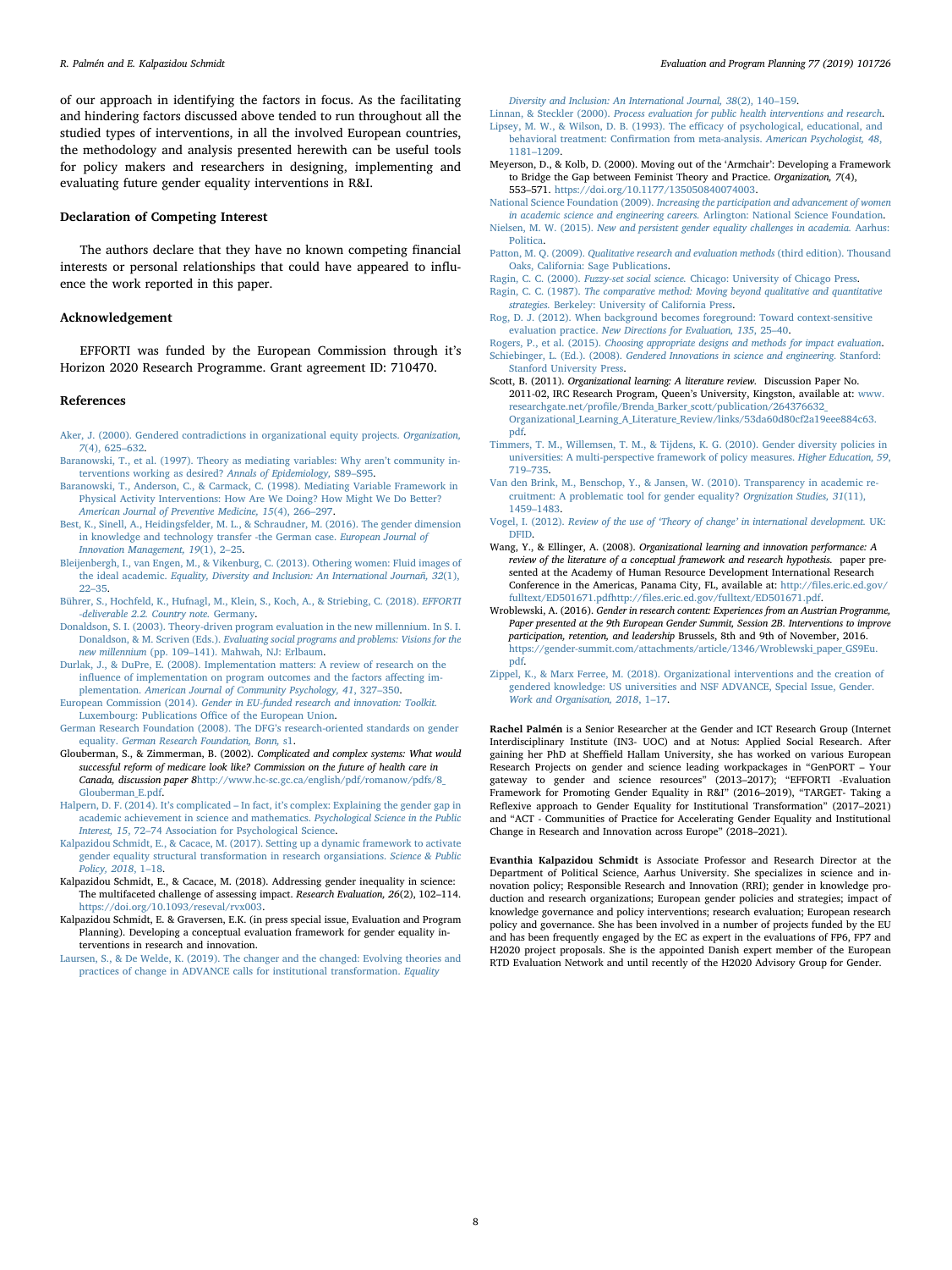of our approach in identifying the factors in focus. As the facilitating and hindering factors discussed above tended to run throughout all the studied types of interventions, in all the involved European countries, the methodology and analysis presented herewith can be useful tools for policy makers and researchers in designing, implementing and evaluating future gender equality interventions in R&I.

## Declaration of Competing Interest

The authors declare that they have no known competing financial interests or personal relationships that could have appeared to influence the work reported in this paper.

## Acknowledgement

EFFORTI was funded by the European Commission through it's Horizon 2020 Research Programme. Grant agreement ID: 710470.

## References

Aker, J. (2000). Gendered contradictions in organizational equity projects. *Organization, 7*(4), 625–632.

Baranowski, T., et al. (1997). Theory as mediating variables: Why aren't community interventions working as desired? *Annals of Epidemiology,* S89–S95.

Baranowski, T., Anderson, C., & Carmack, C. (1998). Mediating Variable Framework in Physical Activity Interventions: How Are We Doing? How Might We Do Better? *American Journal of Preventive Medicine, 15*(4), 266–297.

Best, K., Sinell, A., Heidingsfelder, M. L., & Schraudner, M. (2016). The gender dimension in knowledge and technology transfer -the German case. *European Journal of Innovation Management, 19*(1), 2–25.

Bleijenbergh, I., van Engen, M., & Vikenburg, C. (2013). Othering women: Fluid images of the ideal academic. *Equality, Diversity and Inclusion: An International Journañ, 32*(1), 22–35.

Bührer, S., Hochfeld, K., Hufnagl, M., Klein, S., Koch, A., & Striebing, C. (2018). *EFFORTI -deliverable 2.2. Country note.* Germany.

Donaldson, S. I. (2003). Theory-driven program evaluation in the new millennium. In S. I. Donaldson, & M. Scriven (Eds.). *Evaluating social programs and problems: Visions for the new millennium* (pp. 109–141). Mahwah, NJ: Erlbaum.

Durlak, J., & DuPre, E. (2008). Implementation matters: A review of research on the influence of implementation on program outcomes and the factors affecting implementation. *American Journal of Community Psychology, 41*, 327–350.

European Commission (2014). *Gender in EU-funded research and innovation: Toolkit.* Luxembourg: Publications Office of the European Union.

German Research Foundation (2008). The DFG's research-oriented standards on gender equality. *German Research Foundation, Bonn,* s1.

Glouberman, S., & Zimmerman, B. (2002). *Complicated and complex systems: What would successful reform of medicare look like? Commission on the future of health care in Canada, discussion paper 8*http://www.hc-sc.gc.ca/english/pdf/romanow/pdfs/8_Glouberman_E.pdf.

Halpern, D. F. (2014). It's complicated – In fact, it's complex: Explaining the gender gap in academic achievement in science and mathematics. *Psychological Science in the Public Interest, 15*, 72–74 Association for Psychological Science.

Kalpazidou Schmidt, E., & Cacace, M. (2017). Setting up a dynamic framework to activate gender equality structural transformation in research organsiations. *Science & Public Policy, 2018*, 1–18.

Kalpazidou Schmidt, E., & Cacace, M. (2018). Addressing gender inequality in science: The multifaceted challenge of assessing impact. *Research Evaluation, 26*(2), 102–114. https://doi.org/10.1093/reseval/rvx003.

Kalpazidou Schmidt, E. & Graversen, E.K. (in press special issue, Evaluation and Program Planning). Developing a conceptual evaluation framework for gender equality interventions in research and innovation.

Laursen, S., & De Welde, K. (2019). The changer and the changed: Evolving theories and practices of change in ADVANCE calls for institutional transformation. *Equality Diversity and Inclusion: An International Journal, 38*(2), 140–159.

Linnan, & Steckler (2000). *Process evaluation for public health interventions and research*.

Lipsey, M. W., & Wilson, D. B. (1993). The efficacy of psychological, educational, and behavioral treatment: Confirmation from meta-analysis. *American Psychologist, 48*, 1181–1209.

Meyerson, D., & Kolb, D. (2000). Moving out of the 'Armchair': Developing a Framework to Bridge the Gap between Feminist Theory and Practice. *Organization, 7*(4), 553–571. https://doi.org/10.1177/135050840074003.

National Science Foundation (2009). *Increasing the participation and advancement of women in academic science and engineering careers.* Arlington: National Science Foundation.

Nielsen, M. W. (2015). *New and persistent gender equality challenges in academia.* Aarhus: Politica.

Patton, M. Q. (2009). *Qualitative research and evaluation methods* (third edition). Thousand Oaks, California: Sage Publications.

Ragin, C. C. (2000). *Fuzzy-set social science.* Chicago: University of Chicago Press.

Ragin, C. C. (1987). *The comparative method: Moving beyond qualitative and quantitative strategies.* Berkeley: University of California Press.

Rog, D. J. (2012). When background becomes foreground: Toward context-sensitive evaluation practice. *New Directions for Evaluation, 135*, 25–40.

Rogers, P., et al. (2015). *Choosing appropriate designs and methods for impact evaluation*.

Schiebinger, L. (Ed.). (2008). *Gendered Innovations in science and engineering.* Stanford: Stanford University Press.

Scott, B. (2011). *Organizational learning: A literature review.* Discussion Paper No. 2011-02, IRC Research Program, Queen's University, Kingston, available at: www.researchgate.net/profile/Brenda_Barker_scott/publication/264376632_Organizational_Learning_A_Literature_Review/links/53da60d80cf2a19eee884c63.pdf.

Timmers, T. M., Willemsen, T. M., & Tijdens, K. G. (2010). Gender diversity policies in universities: A multi-perspective framework of policy measures. *Higher Education, 59*, 719–735.

Van den Brink, M., Benschop, Y., & Jansen, W. (2010). Transparency in academic recruitment: A problematic tool for gender equality? *Orgnization Studies, 31*(11), 1459–1483.

Vogel, I. (2012). *Review of the use of 'Theory of change' in international development.* UK: DFID.

Wang, Y., & Ellinger, A. (2008). *Organizational learning and innovation performance: A review of the literature of a conceptual framework and research hypothesis.* paper presented at the Academy of Human Resource Development International Research Conference in the Americas, Panama City, FL, available at: http://files.eric.ed.gov/fulltext/ED501671.pdfhttp://files.eric.ed.gov/fulltext/ED501671.pdf.

Wroblewski, A. (2016). *Gender in research content: Experiences from an Austrian Programme, Paper presented at the 9th European Gender Summit, Session 2B. Interventions to improve participation, retention, and leadership* Brussels, 8th and 9th of November, 2016. https://gender-summit.com/attachments/article/1346/Wroblewski_paper_GS9Eu.pdf.

Zippel, K., & Marx Ferree, M. (2018). Organizational interventions and the creation of gendered knowledge: US universities and NSF ADVANCE, Special Issue, Gender. *Work and Organisation, 2018*, 1–17.

**Rachel Palmén** is a Senior Researcher at the Gender and ICT Research Group (Internet Interdisciplinary Institute (IN3- UOC) and at Notus: Applied Social Research. After gaining her PhD at Sheffield Hallam University, she has worked on various European Research Projects on gender and science leading workpackages in "GenPORT – Your gateway to gender and science resources" (2013–2017); "EFFORTI -Evaluation Framework for Promoting Gender Equality in R&I" (2016–2019), "TARGET- Taking a Reflexive approach to Gender Equality for Institutional Transformation" (2017–2021) and "ACT - Communities of Practice for Accelerating Gender Equality and Institutional Change in Research and Innovation across Europe" (2018–2021).

**Evanthia Kalpazidou Schmidt** is Associate Professor and Research Director at the Department of Political Science, Aarhus University. She specializes in science and innovation policy; Responsible Research and Innovation (RRI); gender in knowledge production and research organizations; European gender policies and strategies; impact of knowledge governance and policy interventions; research evaluation; European research policy and governance. She has been involved in a number of projects funded by the EU and has been frequently engaged by the EC as expert in the evaluations of FP6, FP7 and H2020 project proposals. She is the appointed Danish expert member of the European RTD Evaluation Network and until recently of the H2020 Advisory Group for Gender.